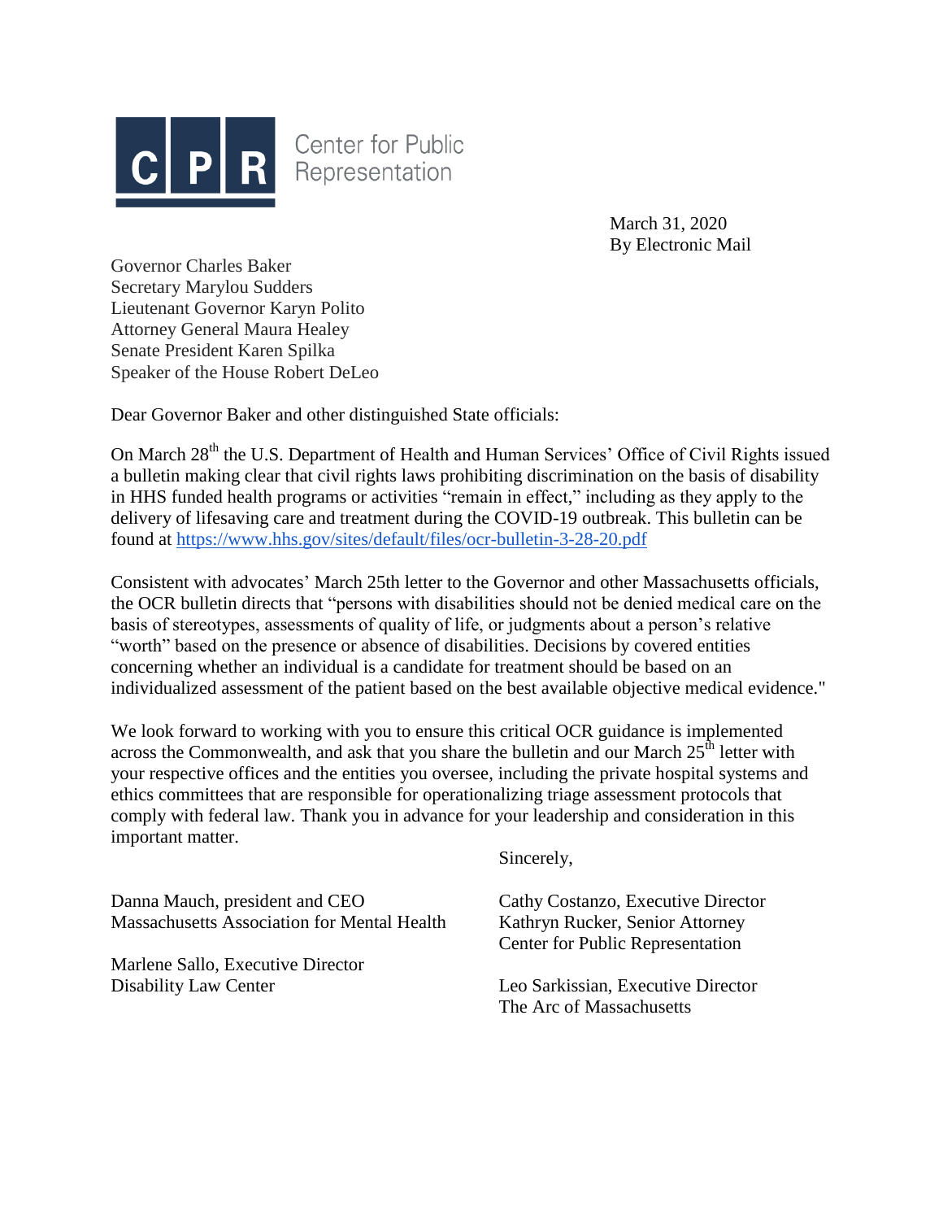Center for Public Representation

March 31, 2020
By Electronic Mail

Governor Charles Baker
Secretary Marylou Sudders
Lieutenant Governor Karyn Polito
Attorney General Maura Healey
Senate President Karen Spilka
Speaker of the House Robert DeLeo

Dear Governor Baker and other distinguished State officials:

On March 28th the U.S. Department of Health and Human Services' Office of Civil Rights issued a bulletin making clear that civil rights laws prohibiting discrimination on the basis of disability in HHS funded health programs or activities "remain in effect," including as they apply to the delivery of lifesaving care and treatment during the COVID-19 outbreak. This bulletin can be found at https://www.hhs.gov/sites/default/files/ocr-bulletin-3-28-20.pdf

Consistent with advocates' March 25th letter to the Governor and other Massachusetts officials, the OCR bulletin directs that "persons with disabilities should not be denied medical care on the basis of stereotypes, assessments of quality of life, or judgments about a person's relative "worth" based on the presence or absence of disabilities. Decisions by covered entities concerning whether an individual is a candidate for treatment should be based on an individualized assessment of the patient based on the best available objective medical evidence."

We look forward to working with you to ensure this critical OCR guidance is implemented across the Commonwealth, and ask that you share the bulletin and our March 25th letter with your respective offices and the entities you oversee, including the private hospital systems and ethics committees that are responsible for operationalizing triage assessment protocols that comply with federal law. Thank you in advance for your leadership and consideration in this important matter.

Sincerely,

Cathy Costanzo, Executive Director
Kathryn Rucker, Senior Attorney
Center for Public Representation

Danna Mauch, president and CEO
Massachusetts Association for Mental Health

Leo Sarkissian, Executive Director
The Arc of Massachusetts

Marlene Sallo, Executive Director
Disability Law Center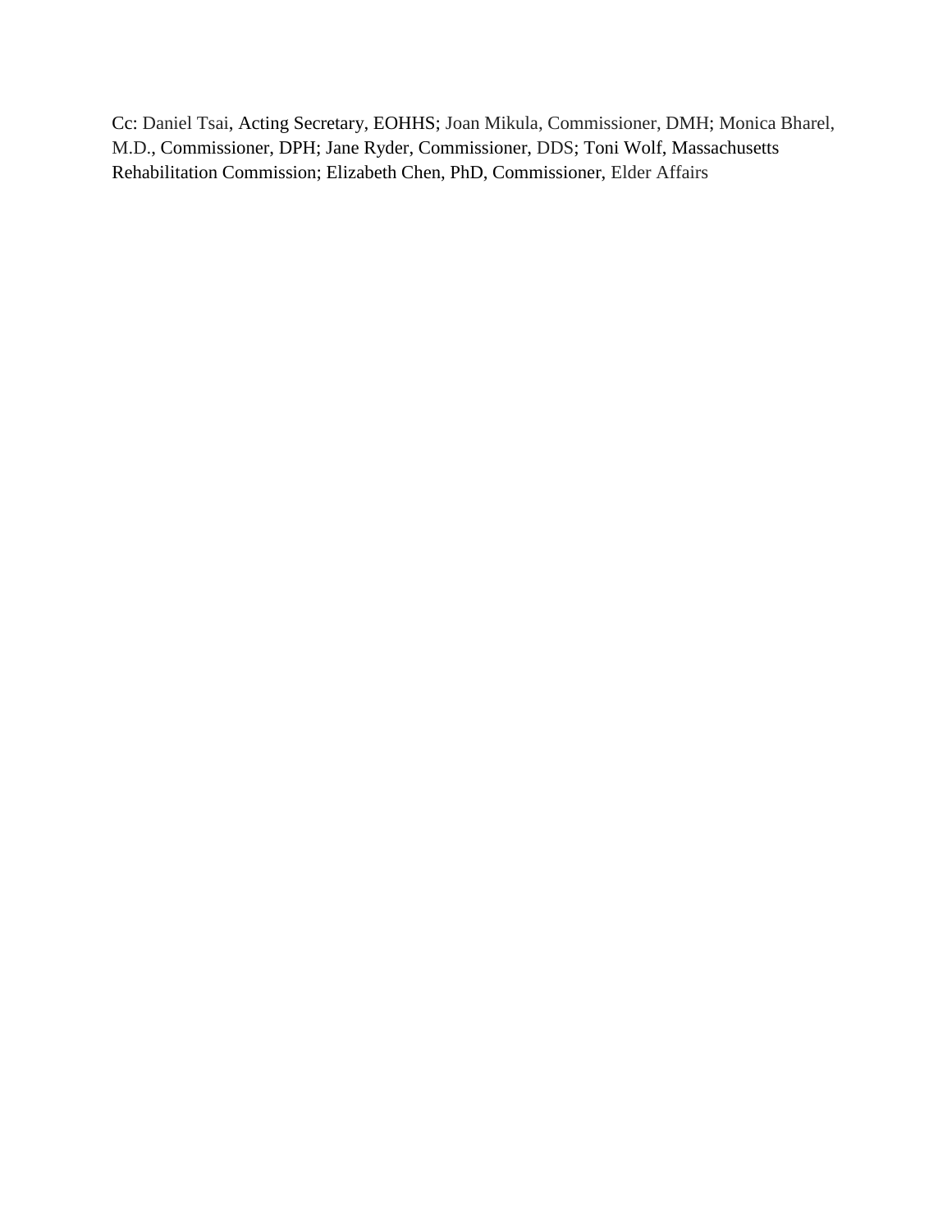Cc: Daniel Tsai, Acting Secretary, EOHHS; Joan Mikula, Commissioner, DMH; Monica Bharel, M.D., Commissioner, DPH; Jane Ryder, Commissioner, DDS; Toni Wolf, Massachusetts Rehabilitation Commission; Elizabeth Chen, PhD, Commissioner, Elder Affairs